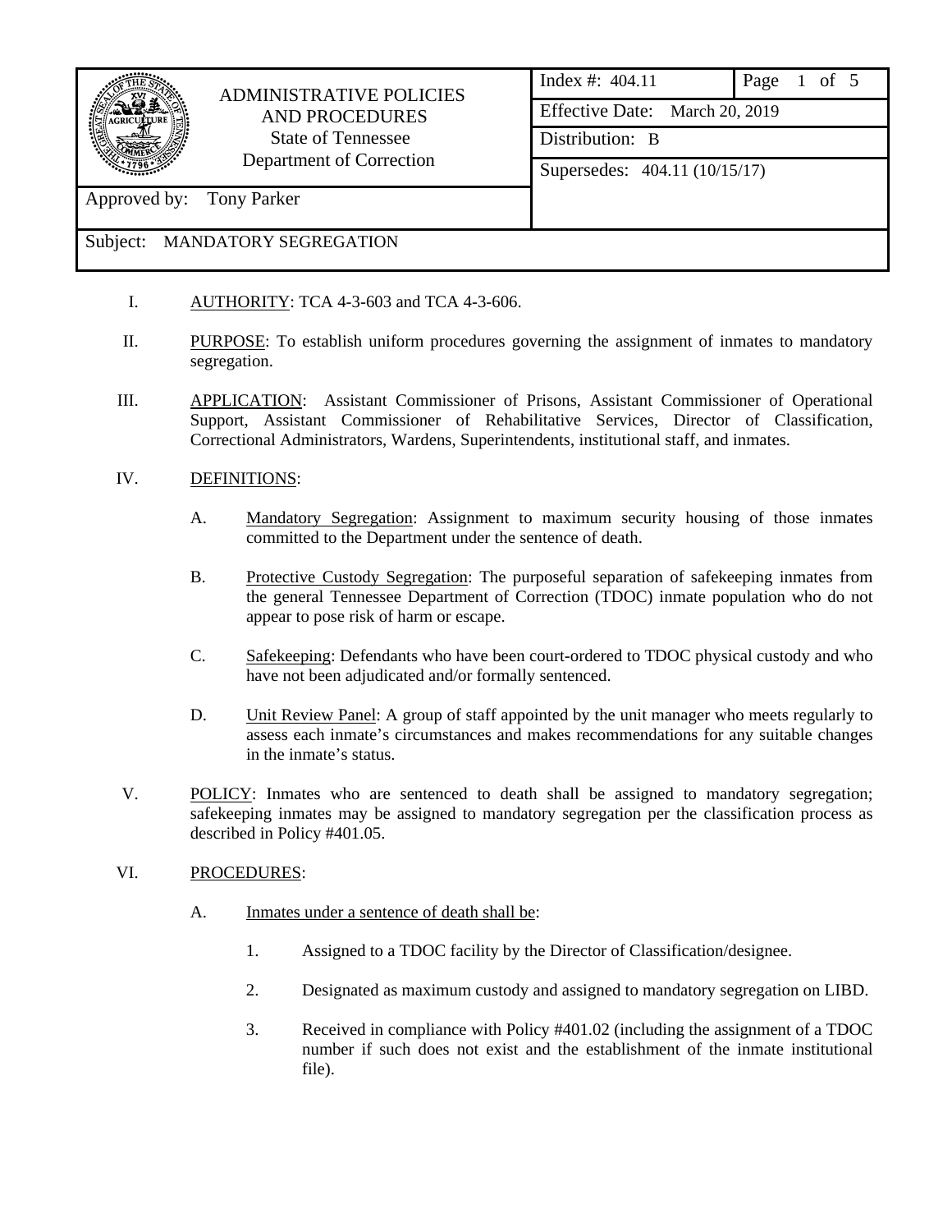| ADMINISTRATIVE POLICIES AND PROCEDURES<br>State of Tennessee<br>Department of Correction | Index #: 404.11 | Page 1 of 5 |
| --- | --- | --- |
| | Effective Date: March 20, 2019 | |
| | Distribution: B | |
| | Supersedes: 404.11 (10/15/17) | |
| Approved by: Tony Parker | | |
| Subject: MANDATORY SEGREGATION | | |

I. AUTHORITY: TCA 4-3-603 and TCA 4-3-606.

II. PURPOSE: To establish uniform procedures governing the assignment of inmates to mandatory segregation.

III. APPLICATION: Assistant Commissioner of Prisons, Assistant Commissioner of Operational Support, Assistant Commissioner of Rehabilitative Services, Director of Classification, Correctional Administrators, Wardens, Superintendents, institutional staff, and inmates.

IV. DEFINITIONS:

A. Mandatory Segregation: Assignment to maximum security housing of those inmates committed to the Department under the sentence of death.

B. Protective Custody Segregation: The purposeful separation of safekeeping inmates from the general Tennessee Department of Correction (TDOC) inmate population who do not appear to pose risk of harm or escape.

C. Safekeeping: Defendants who have been court-ordered to TDOC physical custody and who have not been adjudicated and/or formally sentenced.

D. Unit Review Panel: A group of staff appointed by the unit manager who meets regularly to assess each inmate's circumstances and makes recommendations for any suitable changes in the inmate's status.

V. POLICY: Inmates who are sentenced to death shall be assigned to mandatory segregation; safekeeping inmates may be assigned to mandatory segregation per the classification process as described in Policy #401.05.

VI. PROCEDURES:

A. Inmates under a sentence of death shall be:

1. Assigned to a TDOC facility by the Director of Classification/designee.

2. Designated as maximum custody and assigned to mandatory segregation on LIBD.

3. Received in compliance with Policy #401.02 (including the assignment of a TDOC number if such does not exist and the establishment of the inmate institutional file).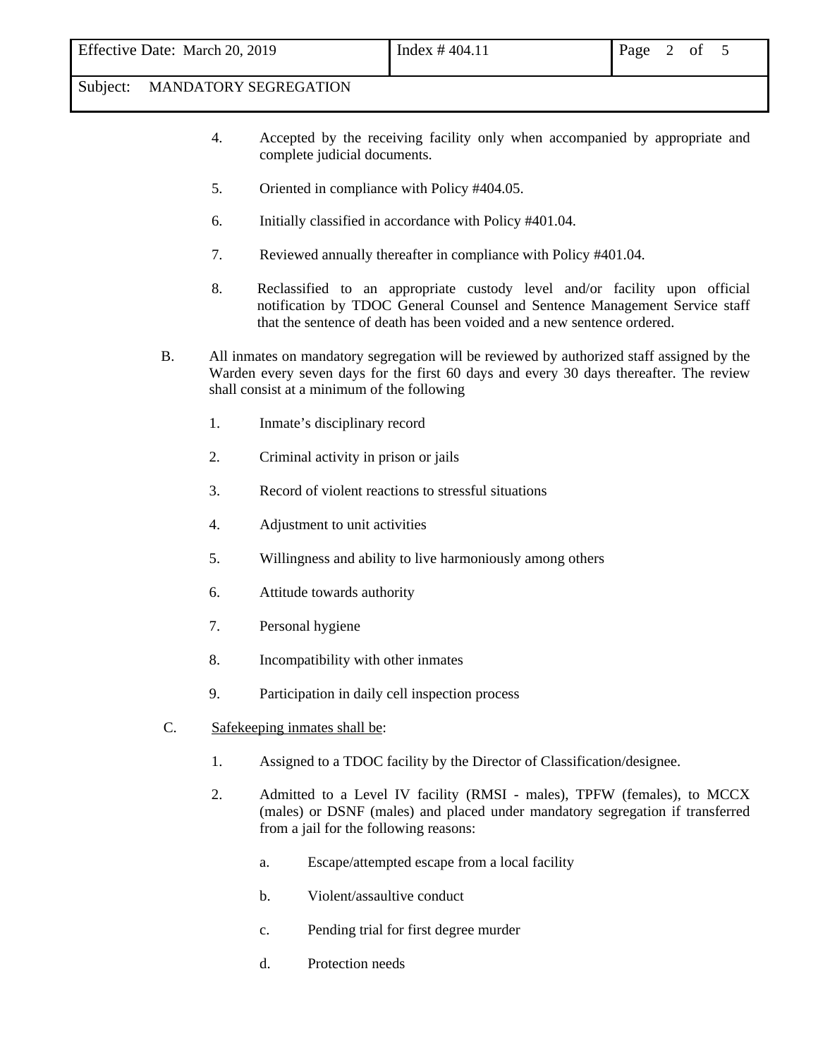4. Accepted by the receiving facility only when accompanied by appropriate and complete judicial documents.

5. Oriented in compliance with Policy #404.05.

6. Initially classified in accordance with Policy #401.04.

7. Reviewed annually thereafter in compliance with Policy #401.04.

8. Reclassified to an appropriate custody level and/or facility upon official notification by TDOC General Counsel and Sentence Management Service staff that the sentence of death has been voided and a new sentence ordered.

B. All inmates on mandatory segregation will be reviewed by authorized staff assigned by the Warden every seven days for the first 60 days and every 30 days thereafter. The review shall consist at a minimum of the following

1. Inmate's disciplinary record

2. Criminal activity in prison or jails

3. Record of violent reactions to stressful situations

4. Adjustment to unit activities

5. Willingness and ability to live harmoniously among others

6. Attitude towards authority

7. Personal hygiene

8. Incompatibility with other inmates

9. Participation in daily cell inspection process

C. <u>Safekeeping inmates shall be</u>:

1. Assigned to a TDOC facility by the Director of Classification/designee.

2. Admitted to a Level IV facility (RMSI - males), TPFW (females), to MCCX (males) or DSNF (males) and placed under mandatory segregation if transferred from a jail for the following reasons:

   a. Escape/attempted escape from a local facility

   b. Violent/assaultive conduct

   c. Pending trial for first degree murder

   d. Protection needs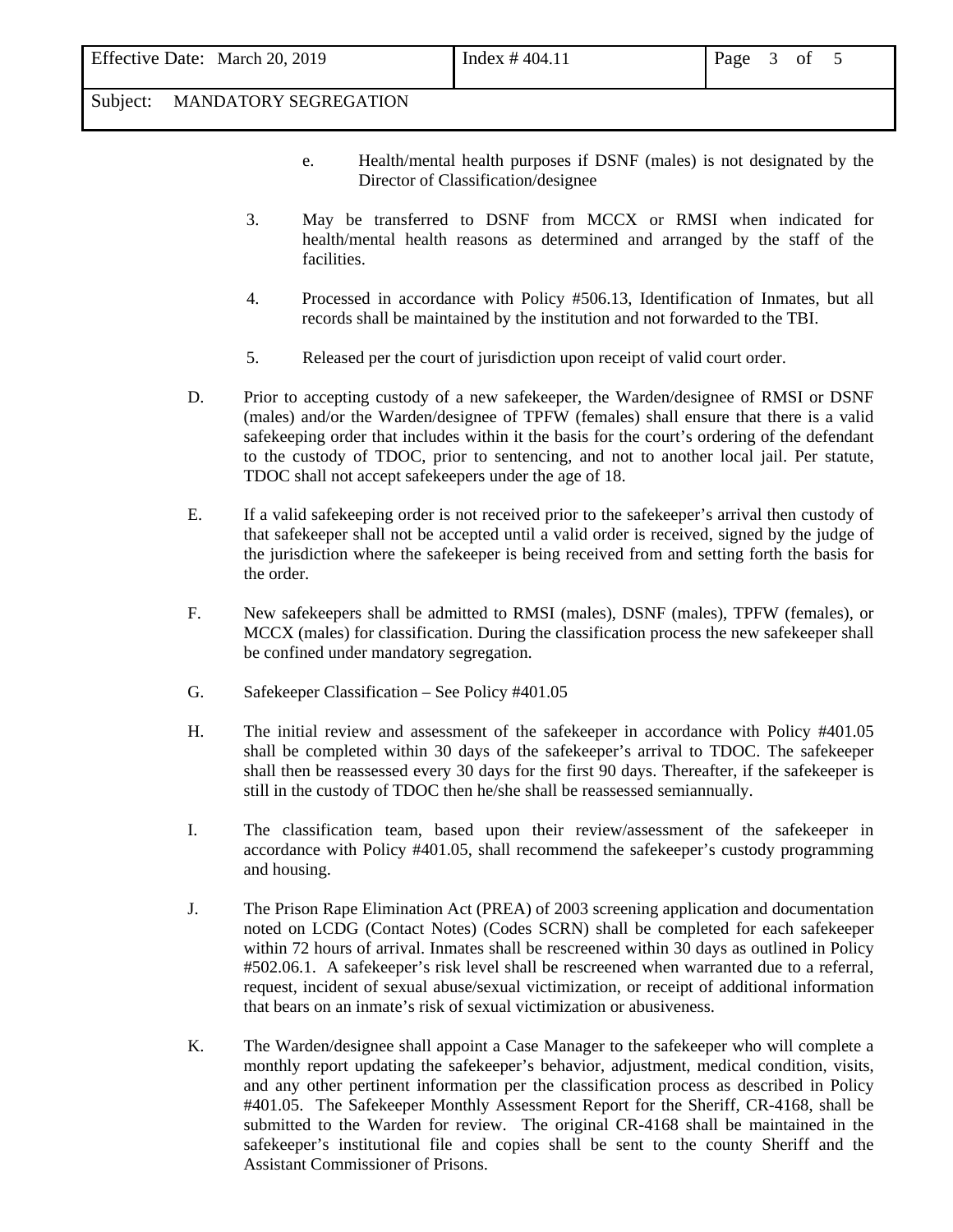e. Health/mental health purposes if DSNF (males) is not designated by the Director of Classification/designee

3. May be transferred to DSNF from MCCX or RMSI when indicated for health/mental health reasons as determined and arranged by the staff of the facilities.

4. Processed in accordance with Policy #506.13, Identification of Inmates, but all records shall be maintained by the institution and not forwarded to the TBI.

5. Released per the court of jurisdiction upon receipt of valid court order.

D. Prior to accepting custody of a new safekeeper, the Warden/designee of RMSI or DSNF (males) and/or the Warden/designee of TPFW (females) shall ensure that there is a valid safekeeping order that includes within it the basis for the court's ordering of the defendant to the custody of TDOC, prior to sentencing, and not to another local jail. Per statute, TDOC shall not accept safekeepers under the age of 18.

E. If a valid safekeeping order is not received prior to the safekeeper's arrival then custody of that safekeeper shall not be accepted until a valid order is received, signed by the judge of the jurisdiction where the safekeeper is being received from and setting forth the basis for the order.

F. New safekeepers shall be admitted to RMSI (males), DSNF (males), TPFW (females), or MCCX (males) for classification. During the classification process the new safekeeper shall be confined under mandatory segregation.

G. Safekeeper Classification – See Policy #401.05

H. The initial review and assessment of the safekeeper in accordance with Policy #401.05 shall be completed within 30 days of the safekeeper's arrival to TDOC. The safekeeper shall then be reassessed every 30 days for the first 90 days. Thereafter, if the safekeeper is still in the custody of TDOC then he/she shall be reassessed semiannually.

I. The classification team, based upon their review/assessment of the safekeeper in accordance with Policy #401.05, shall recommend the safekeeper's custody programming and housing.

J. The Prison Rape Elimination Act (PREA) of 2003 screening application and documentation noted on LCDG (Contact Notes) (Codes SCRN) shall be completed for each safekeeper within 72 hours of arrival. Inmates shall be rescreened within 30 days as outlined in Policy #502.06.1. A safekeeper's risk level shall be rescreened when warranted due to a referral, request, incident of sexual abuse/sexual victimization, or receipt of additional information that bears on an inmate's risk of sexual victimization or abusiveness.

K. The Warden/designee shall appoint a Case Manager to the safekeeper who will complete a monthly report updating the safekeeper's behavior, adjustment, medical condition, visits, and any other pertinent information per the classification process as described in Policy #401.05. The Safekeeper Monthly Assessment Report for the Sheriff, CR-4168, shall be submitted to the Warden for review. The original CR-4168 shall be maintained in the safekeeper's institutional file and copies shall be sent to the county Sheriff and the Assistant Commissioner of Prisons.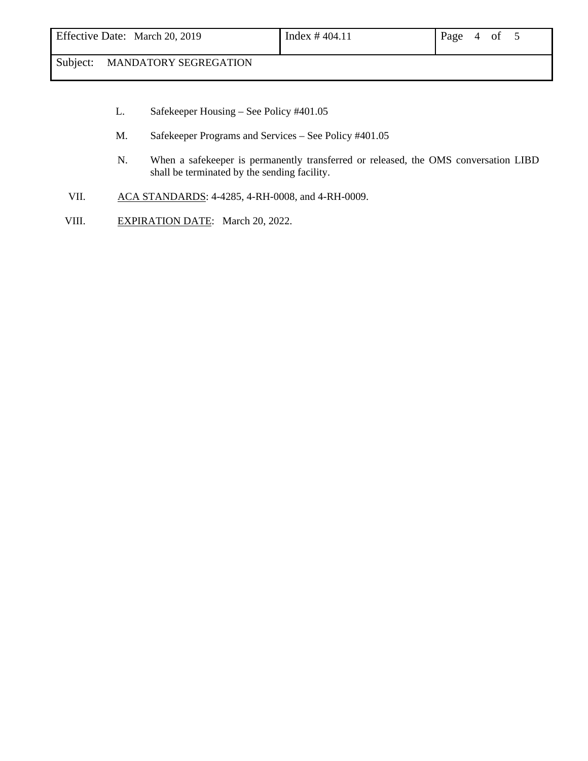L. Safekeeper Housing – See Policy #401.05

M. Safekeeper Programs and Services – See Policy #401.05

N. When a safekeeper is permanently transferred or released, the OMS conversation LIBD shall be terminated by the sending facility.

VII. ACA STANDARDS: 4-4285, 4-RH-0008, and 4-RH-0009.

VIII. EXPIRATION DATE: March 20, 2022.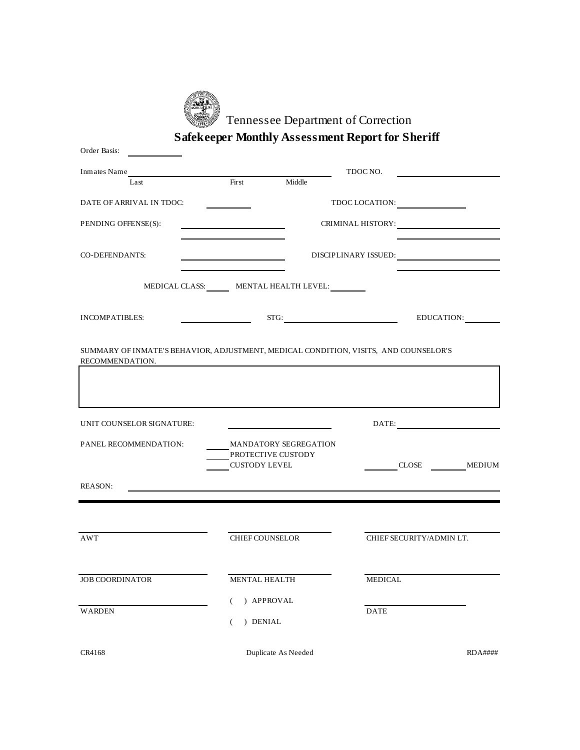Tennessee Department of Correction

# Safekeeper Monthly Assessment Report for Sheriff

Order Basis: ____________

Inmates Name ______________________________________ TDOC NO. ____________________

Last First Middle

DATE OF ARRIVAL IN TDOC: __________ TDOC LOCATION: ______________

PENDING OFFENSE(S): ____________________ CRIMINAL HISTORY: ____________________

CO-DEFENDANTS: ____________________ DISCIPLINARY ISSUED: ____________________

MEDICAL CLASS: ______ MENTAL HEALTH LEVEL: ________

INCOMPATIBLES: ______________ STG: ____________________ EDUCATION: ________

SUMMARY OF INMATE'S BEHAVIOR, ADJUSTMENT, MEDICAL CONDITION, VISITS, AND COUNSELOR'S RECOMMENDATION.

| |
|---|
| |

UNIT COUNSELOR SIGNATURE: ____________________ DATE: ____________________

PANEL RECOMMENDATION:

_____ MANDATORY SEGREGATION

_____ PROTECTIVE CUSTODY

_____ CUSTODY LEVEL _______ CLOSE _______ MEDIUM

REASON: ______________________________________________________________

---

| | | |
|---|---|---|
| AWT | CHIEF COUNSELOR | CHIEF SECURITY/ADMIN LT. |
| JOB COORDINATOR | MENTAL HEALTH | MEDICAL |

WARDEN ( ) APPROVAL ( ) DENIAL DATE

CR4168 Duplicate As Needed RDA####